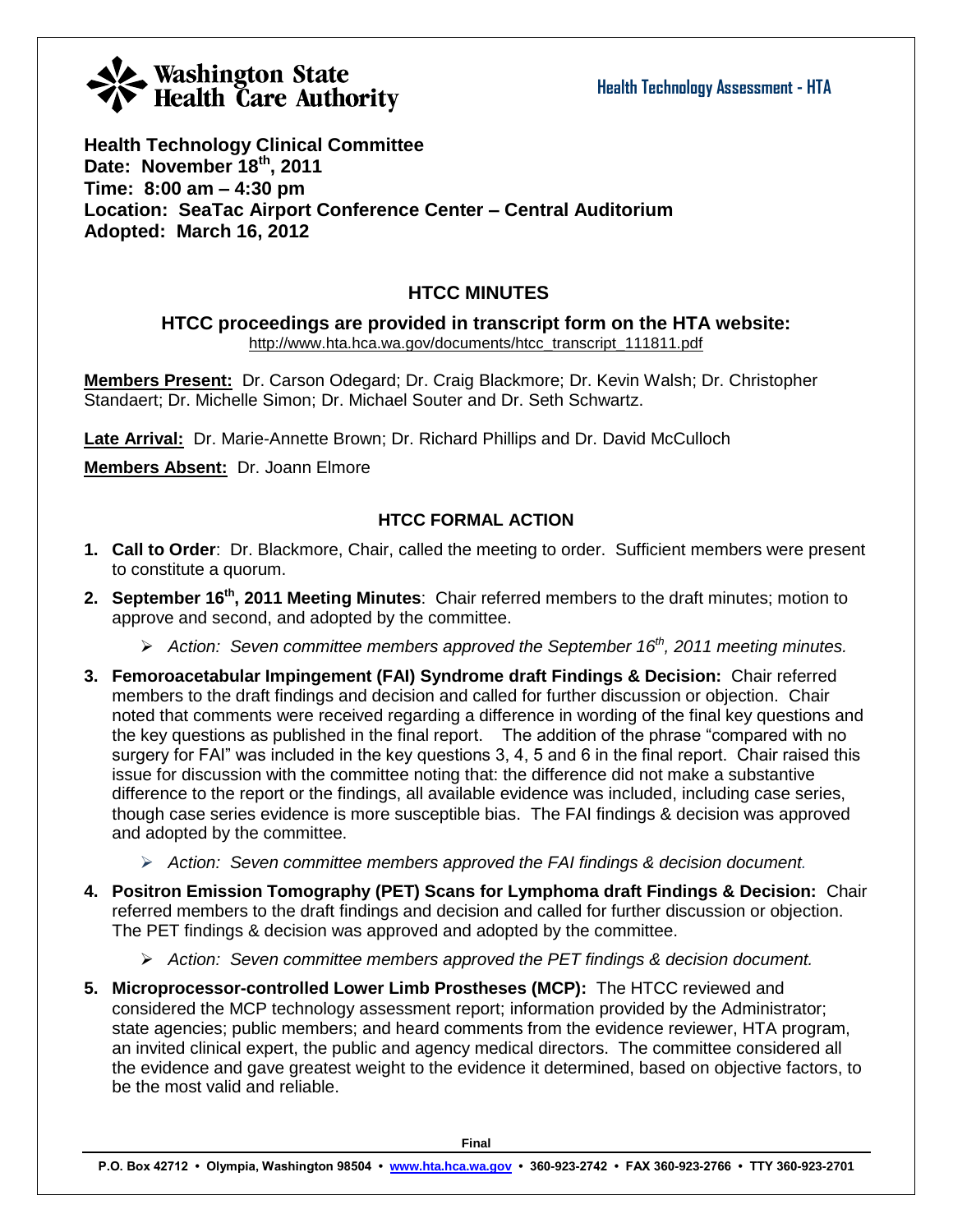Washington State Health Care Authority

**Health Technology Assessment - HTA**

**Health Technology Clinical Committee**
**Date: November 18th, 2011**
**Time: 8:00 am – 4:30 pm**
**Location: SeaTac Airport Conference Center – Central Auditorium**
**Adopted: March 16, 2012**

## HTCC MINUTES

### HTCC proceedings are provided in transcript form on the HTA website:

http://www.hta.hca.wa.gov/documents/htcc_transcript_111811.pdf

**Members Present:** Dr. Carson Odegard; Dr. Craig Blackmore; Dr. Kevin Walsh; Dr. Christopher Standaert; Dr. Michelle Simon; Dr. Michael Souter and Dr. Seth Schwartz.

**Late Arrival:** Dr. Marie-Annette Brown; Dr. Richard Phillips and Dr. David McCulloch

**Members Absent:** Dr. Joann Elmore

### HTCC FORMAL ACTION

1. **Call to Order**: Dr. Blackmore, Chair, called the meeting to order. Sufficient members were present to constitute a quorum.
2. **September 16th, 2011 Meeting Minutes**: Chair referred members to the draft minutes; motion to approve and second, and adopted by the committee.
   - *Action: Seven committee members approved the September 16th, 2011 meeting minutes.*
3. **Femoroacetabular Impingement (FAI) Syndrome draft Findings & Decision:** Chair referred members to the draft findings and decision and called for further discussion or objection. Chair noted that comments were received regarding a difference in wording of the final key questions and the key questions as published in the final report. The addition of the phrase "compared with no surgery for FAI" was included in the key questions 3, 4, 5 and 6 in the final report. Chair raised this issue for discussion with the committee noting that: the difference did not make a substantive difference to the report or the findings, all available evidence was included, including case series, though case series evidence is more susceptible bias. The FAI findings & decision was approved and adopted by the committee.
   - *Action: Seven committee members approved the FAI findings & decision document.*
4. **Positron Emission Tomography (PET) Scans for Lymphoma draft Findings & Decision:** Chair referred members to the draft findings and decision and called for further discussion or objection. The PET findings & decision was approved and adopted by the committee.
   - *Action: Seven committee members approved the PET findings & decision document.*
5. **Microprocessor-controlled Lower Limb Prostheses (MCP):** The HTCC reviewed and considered the MCP technology assessment report; information provided by the Administrator; state agencies; public members; and heard comments from the evidence reviewer, HTA program, an invited clinical expert, the public and agency medical directors. The committee considered all the evidence and gave greatest weight to the evidence it determined, based on objective factors, to be the most valid and reliable.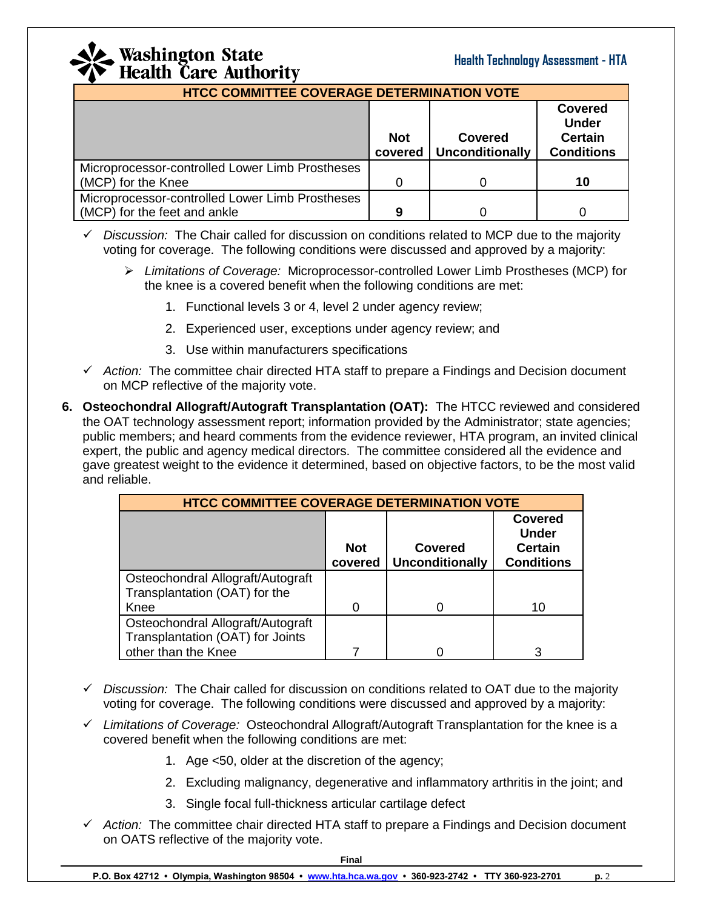| HTCC COMMITTEE COVERAGE DETERMINATION VOTE | | | |
|---|---|---|---|
| | **Not covered** | **Covered Unconditionally** | **Covered Under Certain Conditions** |
| Microprocessor-controlled Lower Limb Prostheses (MCP) for the Knee | 0 | 0 | **10** |
| Microprocessor-controlled Lower Limb Prostheses (MCP) for the feet and ankle | **9** | 0 | 0 |

- ✓ *Discussion:* The Chair called for discussion on conditions related to MCP due to the majority voting for coverage. The following conditions were discussed and approved by a majority:
  - ➢ *Limitations of Coverage:* Microprocessor-controlled Lower Limb Prostheses (MCP) for the knee is a covered benefit when the following conditions are met:
    1. Functional levels 3 or 4, level 2 under agency review;
    2. Experienced user, exceptions under agency review; and
    3. Use within manufacturers specifications
- ✓ *Action:* The committee chair directed HTA staff to prepare a Findings and Decision document on MCP reflective of the majority vote.

6. **Osteochondral Allograft/Autograft Transplantation (OAT):** The HTCC reviewed and considered the OAT technology assessment report; information provided by the Administrator; state agencies; public members; and heard comments from the evidence reviewer, HTA program, an invited clinical expert, the public and agency medical directors. The committee considered all the evidence and gave greatest weight to the evidence it determined, based on objective factors, to be the most valid and reliable.

| HTCC COMMITTEE COVERAGE DETERMINATION VOTE | | | |
|---|---|---|---|
| | **Not covered** | **Covered Unconditionally** | **Covered Under Certain Conditions** |
| Osteochondral Allograft/Autograft Transplantation (OAT) for the Knee | 0 | 0 | 10 |
| Osteochondral Allograft/Autograft Transplantation (OAT) for Joints other than the Knee | 7 | 0 | 3 |

- ✓ *Discussion:* The Chair called for discussion on conditions related to OAT due to the majority voting for coverage. The following conditions were discussed and approved by a majority:
- ✓ *Limitations of Coverage:* Osteochondral Allograft/Autograft Transplantation for the knee is a covered benefit when the following conditions are met:
  1. Age <50, older at the discretion of the agency;
  2. Excluding malignancy, degenerative and inflammatory arthritis in the joint; and
  3. Single focal full-thickness articular cartilage defect
- ✓ *Action:* The committee chair directed HTA staff to prepare a Findings and Decision document on OATS reflective of the majority vote.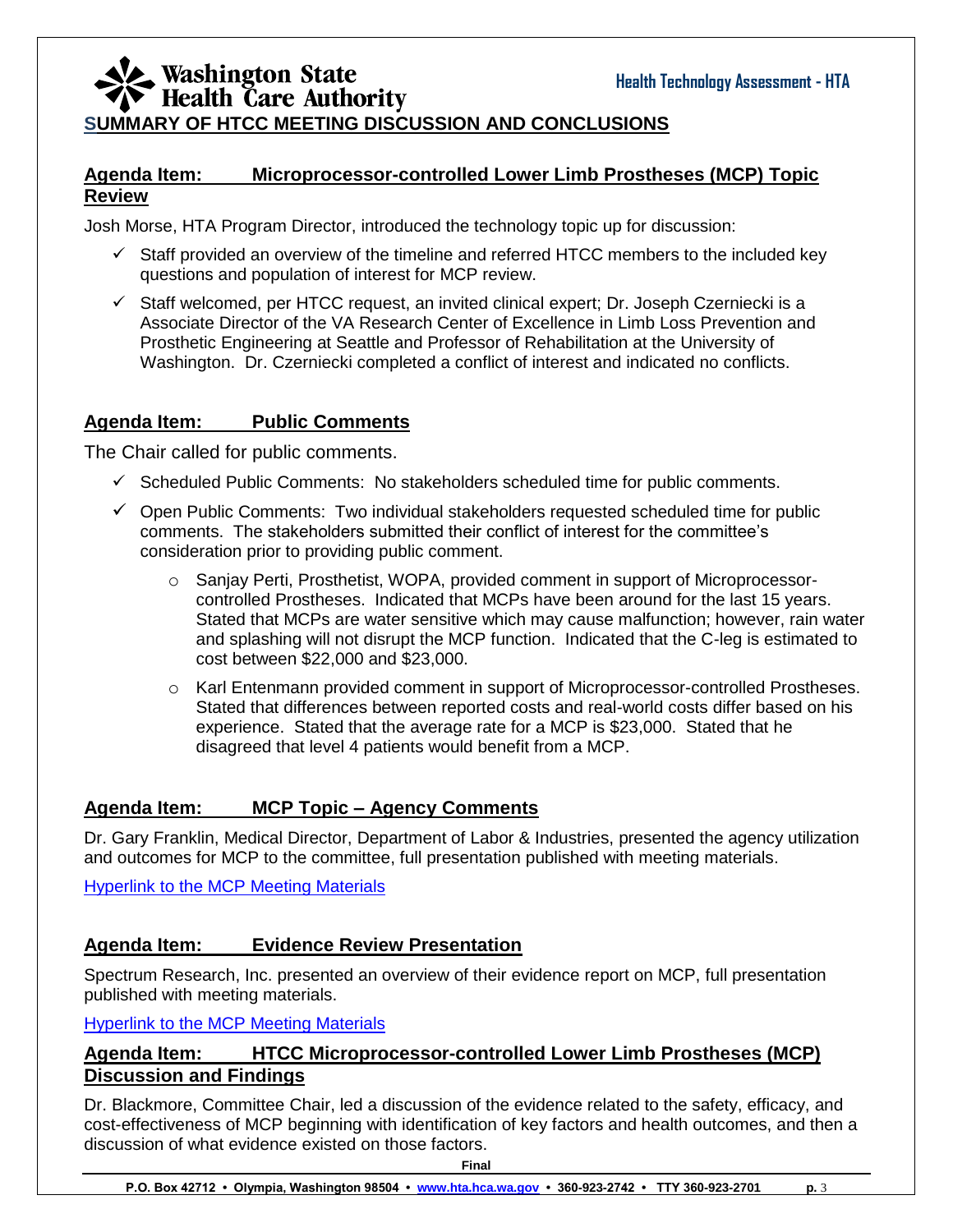## SUMMARY OF HTCC MEETING DISCUSSION AND CONCLUSIONS

### Agenda Item: Microprocessor-controlled Lower Limb Prostheses (MCP) Topic Review

Josh Morse, HTA Program Director, introduced the technology topic up for discussion:

- ✓ Staff provided an overview of the timeline and referred HTCC members to the included key questions and population of interest for MCP review.
- ✓ Staff welcomed, per HTCC request, an invited clinical expert; Dr. Joseph Czerniecki is a Associate Director of the VA Research Center of Excellence in Limb Loss Prevention and Prosthetic Engineering at Seattle and Professor of Rehabilitation at the University of Washington. Dr. Czerniecki completed a conflict of interest and indicated no conflicts.

### Agenda Item: Public Comments

The Chair called for public comments.

- ✓ Scheduled Public Comments: No stakeholders scheduled time for public comments.
- ✓ Open Public Comments: Two individual stakeholders requested scheduled time for public comments. The stakeholders submitted their conflict of interest for the committee's consideration prior to providing public comment.
  - Sanjay Perti, Prosthetist, WOPA, provided comment in support of Microprocessor-controlled Prostheses. Indicated that MCPs have been around for the last 15 years. Stated that MCPs are water sensitive which may cause malfunction; however, rain water and splashing will not disrupt the MCP function. Indicated that the C-leg is estimated to cost between $22,000 and $23,000.
  - Karl Entenmann provided comment in support of Microprocessor-controlled Prostheses. Stated that differences between reported costs and real-world costs differ based on his experience. Stated that the average rate for a MCP is $23,000. Stated that he disagreed that level 4 patients would benefit from a MCP.

### Agenda Item: MCP Topic – Agency Comments

Dr. Gary Franklin, Medical Director, Department of Labor & Industries, presented the agency utilization and outcomes for MCP to the committee, full presentation published with meeting materials.

Hyperlink to the MCP Meeting Materials

### Agenda Item: Evidence Review Presentation

Spectrum Research, Inc. presented an overview of their evidence report on MCP, full presentation published with meeting materials.

Hyperlink to the MCP Meeting Materials

### Agenda Item: HTCC Microprocessor-controlled Lower Limb Prostheses (MCP) Discussion and Findings

Dr. Blackmore, Committee Chair, led a discussion of the evidence related to the safety, efficacy, and cost-effectiveness of MCP beginning with identification of key factors and health outcomes, and then a discussion of what evidence existed on those factors.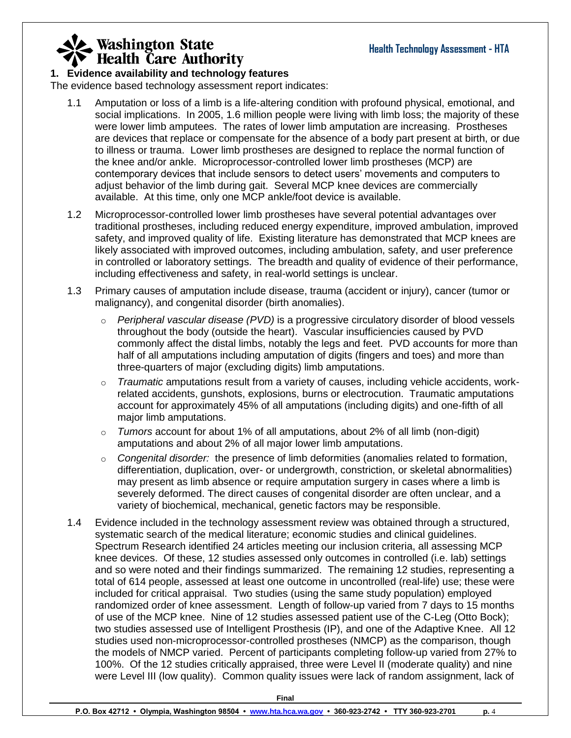## 1. Evidence availability and technology features

The evidence based technology assessment report indicates:

1.1 Amputation or loss of a limb is a life-altering condition with profound physical, emotional, and social implications. In 2005, 1.6 million people were living with limb loss; the majority of these were lower limb amputees. The rates of lower limb amputation are increasing. Prostheses are devices that replace or compensate for the absence of a body part present at birth, or due to illness or trauma. Lower limb prostheses are designed to replace the normal function of the knee and/or ankle. Microprocessor-controlled lower limb prostheses (MCP) are contemporary devices that include sensors to detect users' movements and computers to adjust behavior of the limb during gait. Several MCP knee devices are commercially available. At this time, only one MCP ankle/foot device is available.

1.2 Microprocessor-controlled lower limb prostheses have several potential advantages over traditional prostheses, including reduced energy expenditure, improved ambulation, improved safety, and improved quality of life. Existing literature has demonstrated that MCP knees are likely associated with improved outcomes, including ambulation, safety, and user preference in controlled or laboratory settings. The breadth and quality of evidence of their performance, including effectiveness and safety, in real-world settings is unclear.

1.3 Primary causes of amputation include disease, trauma (accident or injury), cancer (tumor or malignancy), and congenital disorder (birth anomalies).

- *Peripheral vascular disease (PVD)* is a progressive circulatory disorder of blood vessels throughout the body (outside the heart). Vascular insufficiencies caused by PVD commonly affect the distal limbs, notably the legs and feet. PVD accounts for more than half of all amputations including amputation of digits (fingers and toes) and more than three-quarters of major (excluding digits) limb amputations.
- *Traumatic* amputations result from a variety of causes, including vehicle accidents, work-related accidents, gunshots, explosions, burns or electrocution. Traumatic amputations account for approximately 45% of all amputations (including digits) and one-fifth of all major limb amputations.
- *Tumors* account for about 1% of all amputations, about 2% of all limb (non-digit) amputations and about 2% of all major lower limb amputations.
- *Congenital disorder:* the presence of limb deformities (anomalies related to formation, differentiation, duplication, over- or undergrowth, constriction, or skeletal abnormalities) may present as limb absence or require amputation surgery in cases where a limb is severely deformed. The direct causes of congenital disorder are often unclear, and a variety of biochemical, mechanical, genetic factors may be responsible.

1.4 Evidence included in the technology assessment review was obtained through a structured, systematic search of the medical literature; economic studies and clinical guidelines. Spectrum Research identified 24 articles meeting our inclusion criteria, all assessing MCP knee devices. Of these, 12 studies assessed only outcomes in controlled (i.e. lab) settings and so were noted and their findings summarized. The remaining 12 studies, representing a total of 614 people, assessed at least one outcome in uncontrolled (real-life) use; these were included for critical appraisal. Two studies (using the same study population) employed randomized order of knee assessment. Length of follow-up varied from 7 days to 15 months of use of the MCP knee. Nine of 12 studies assessed patient use of the C-Leg (Otto Bock); two studies assessed use of Intelligent Prosthesis (IP), and one of the Adaptive Knee. All 12 studies used non-microprocessor-controlled prostheses (NMCP) as the comparison, though the models of NMCP varied. Percent of participants completing follow-up varied from 27% to 100%. Of the 12 studies critically appraised, three were Level II (moderate quality) and nine were Level III (low quality). Common quality issues were lack of random assignment, lack of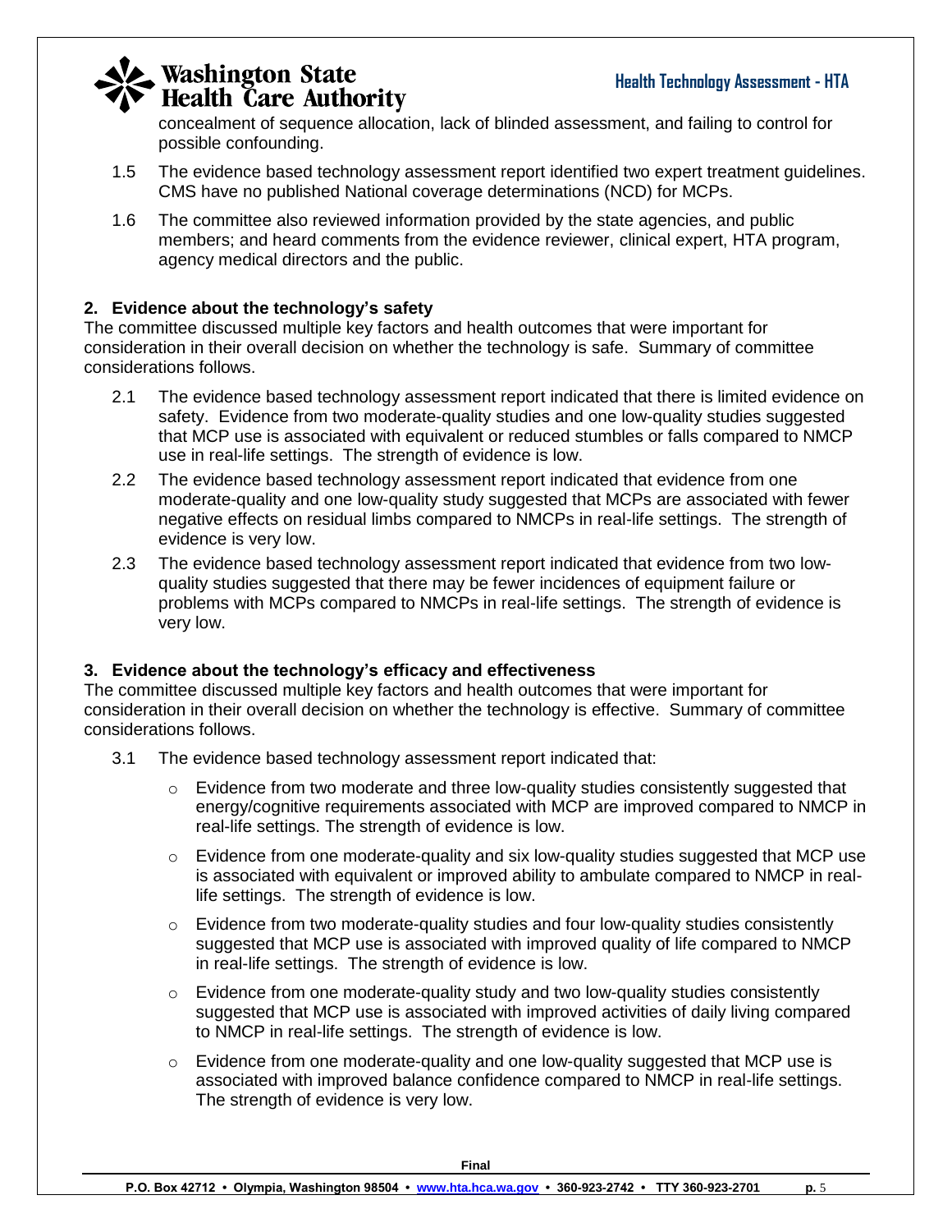concealment of sequence allocation, lack of blinded assessment, and failing to control for possible confounding.

1.5 The evidence based technology assessment report identified two expert treatment guidelines. CMS have no published National coverage determinations (NCD) for MCPs.

1.6 The committee also reviewed information provided by the state agencies, and public members; and heard comments from the evidence reviewer, clinical expert, HTA program, agency medical directors and the public.

**2. Evidence about the technology's safety**

The committee discussed multiple key factors and health outcomes that were important for consideration in their overall decision on whether the technology is safe. Summary of committee considerations follows.

2.1 The evidence based technology assessment report indicated that there is limited evidence on safety. Evidence from two moderate-quality studies and one low-quality studies suggested that MCP use is associated with equivalent or reduced stumbles or falls compared to NMCP use in real-life settings. The strength of evidence is low.

2.2 The evidence based technology assessment report indicated that evidence from one moderate-quality and one low-quality study suggested that MCPs are associated with fewer negative effects on residual limbs compared to NMCPs in real-life settings. The strength of evidence is very low.

2.3 The evidence based technology assessment report indicated that evidence from two low-quality studies suggested that there may be fewer incidences of equipment failure or problems with MCPs compared to NMCPs in real-life settings. The strength of evidence is very low.

**3. Evidence about the technology's efficacy and effectiveness**

The committee discussed multiple key factors and health outcomes that were important for consideration in their overall decision on whether the technology is effective. Summary of committee considerations follows.

3.1 The evidence based technology assessment report indicated that:

- Evidence from two moderate and three low-quality studies consistently suggested that energy/cognitive requirements associated with MCP are improved compared to NMCP in real-life settings. The strength of evidence is low.
- Evidence from one moderate-quality and six low-quality studies suggested that MCP use is associated with equivalent or improved ability to ambulate compared to NMCP in real-life settings. The strength of evidence is low.
- Evidence from two moderate-quality studies and four low-quality studies consistently suggested that MCP use is associated with improved quality of life compared to NMCP in real-life settings. The strength of evidence is low.
- Evidence from one moderate-quality study and two low-quality studies consistently suggested that MCP use is associated with improved activities of daily living compared to NMCP in real-life settings. The strength of evidence is low.
- Evidence from one moderate-quality and one low-quality suggested that MCP use is associated with improved balance confidence compared to NMCP in real-life settings. The strength of evidence is very low.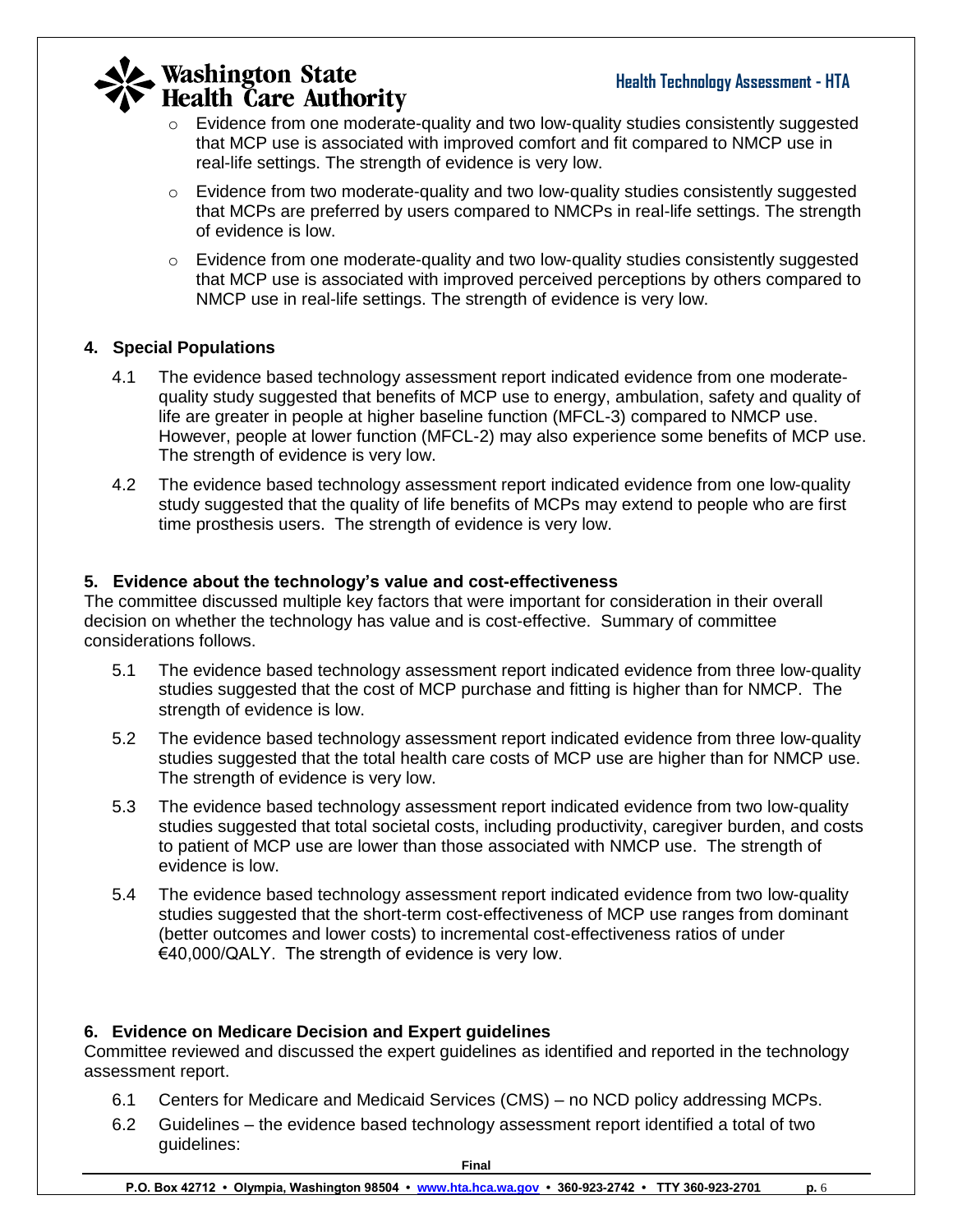- Evidence from one moderate-quality and two low-quality studies consistently suggested that MCP use is associated with improved comfort and fit compared to NMCP use in real-life settings. The strength of evidence is very low.
- Evidence from two moderate-quality and two low-quality studies consistently suggested that MCPs are preferred by users compared to NMCPs in real-life settings. The strength of evidence is low.
- Evidence from one moderate-quality and two low-quality studies consistently suggested that MCP use is associated with improved perceived perceptions by others compared to NMCP use in real-life settings. The strength of evidence is very low.

### 4. Special Populations

4.1 The evidence based technology assessment report indicated evidence from one moderate-quality study suggested that benefits of MCP use to energy, ambulation, safety and quality of life are greater in people at higher baseline function (MFCL-3) compared to NMCP use. However, people at lower function (MFCL-2) may also experience some benefits of MCP use. The strength of evidence is very low.

4.2 The evidence based technology assessment report indicated evidence from one low-quality study suggested that the quality of life benefits of MCPs may extend to people who are first time prosthesis users. The strength of evidence is very low.

### 5. Evidence about the technology's value and cost-effectiveness

The committee discussed multiple key factors that were important for consideration in their overall decision on whether the technology has value and is cost-effective. Summary of committee considerations follows.

5.1 The evidence based technology assessment report indicated evidence from three low-quality studies suggested that the cost of MCP purchase and fitting is higher than for NMCP. The strength of evidence is low.

5.2 The evidence based technology assessment report indicated evidence from three low-quality studies suggested that the total health care costs of MCP use are higher than for NMCP use. The strength of evidence is very low.

5.3 The evidence based technology assessment report indicated evidence from two low-quality studies suggested that total societal costs, including productivity, caregiver burden, and costs to patient of MCP use are lower than those associated with NMCP use. The strength of evidence is low.

5.4 The evidence based technology assessment report indicated evidence from two low-quality studies suggested that the short-term cost-effectiveness of MCP use ranges from dominant (better outcomes and lower costs) to incremental cost-effectiveness ratios of under €40,000/QALY. The strength of evidence is very low.

### 6. Evidence on Medicare Decision and Expert guidelines

Committee reviewed and discussed the expert guidelines as identified and reported in the technology assessment report.

6.1 Centers for Medicare and Medicaid Services (CMS) – no NCD policy addressing MCPs.

6.2 Guidelines – the evidence based technology assessment report identified a total of two guidelines: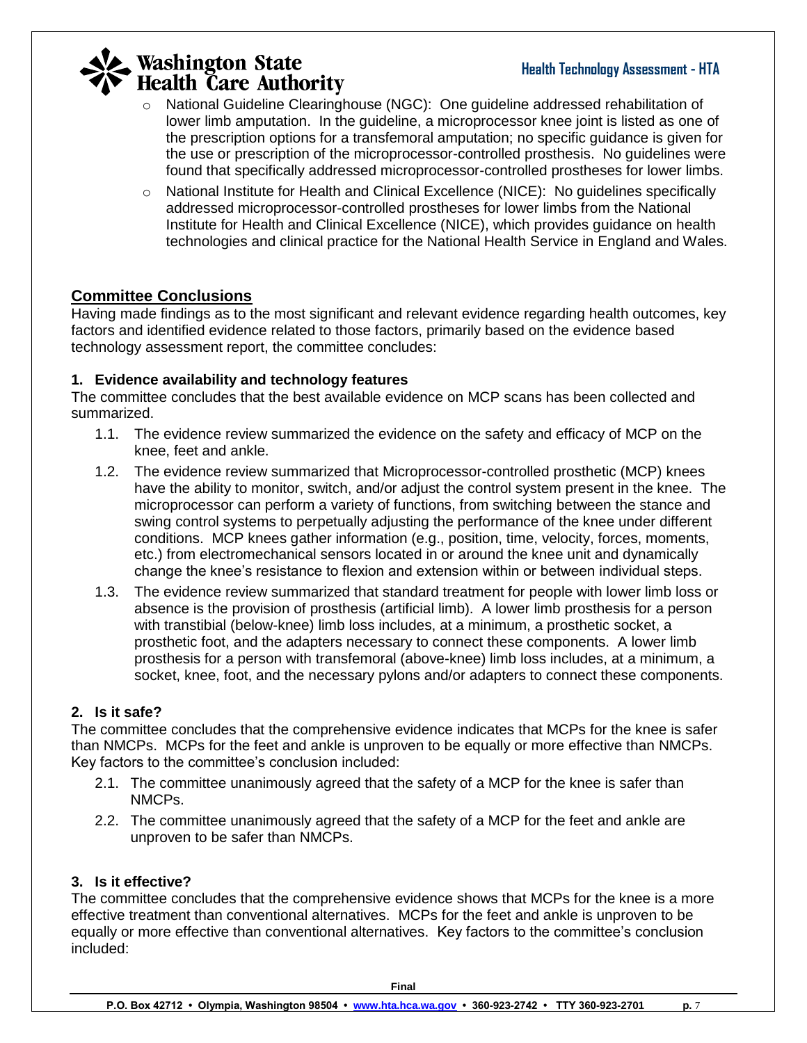- National Guideline Clearinghouse (NGC): One guideline addressed rehabilitation of lower limb amputation. In the guideline, a microprocessor knee joint is listed as one of the prescription options for a transfemoral amputation; no specific guidance is given for the use or prescription of the microprocessor-controlled prosthesis. No guidelines were found that specifically addressed microprocessor-controlled prostheses for lower limbs.
- National Institute for Health and Clinical Excellence (NICE): No guidelines specifically addressed microprocessor-controlled prostheses for lower limbs from the National Institute for Health and Clinical Excellence (NICE), which provides guidance on health technologies and clinical practice for the National Health Service in England and Wales.

## Committee Conclusions

Having made findings as to the most significant and relevant evidence regarding health outcomes, key factors and identified evidence related to those factors, primarily based on the evidence based technology assessment report, the committee concludes:

### 1. Evidence availability and technology features

The committee concludes that the best available evidence on MCP scans has been collected and summarized.

1.1. The evidence review summarized the evidence on the safety and efficacy of MCP on the knee, feet and ankle.

1.2. The evidence review summarized that Microprocessor-controlled prosthetic (MCP) knees have the ability to monitor, switch, and/or adjust the control system present in the knee. The microprocessor can perform a variety of functions, from switching between the stance and swing control systems to perpetually adjusting the performance of the knee under different conditions. MCP knees gather information (e.g., position, time, velocity, forces, moments, etc.) from electromechanical sensors located in or around the knee unit and dynamically change the knee's resistance to flexion and extension within or between individual steps.

1.3. The evidence review summarized that standard treatment for people with lower limb loss or absence is the provision of prosthesis (artificial limb). A lower limb prosthesis for a person with transtibial (below-knee) limb loss includes, at a minimum, a prosthetic socket, a prosthetic foot, and the adapters necessary to connect these components. A lower limb prosthesis for a person with transfemoral (above-knee) limb loss includes, at a minimum, a socket, knee, foot, and the necessary pylons and/or adapters to connect these components.

### 2. Is it safe?

The committee concludes that the comprehensive evidence indicates that MCPs for the knee is safer than NMCPs. MCPs for the feet and ankle is unproven to be equally or more effective than NMCPs. Key factors to the committee's conclusion included:

2.1. The committee unanimously agreed that the safety of a MCP for the knee is safer than NMCPs.

2.2. The committee unanimously agreed that the safety of a MCP for the feet and ankle are unproven to be safer than NMCPs.

### 3. Is it effective?

The committee concludes that the comprehensive evidence shows that MCPs for the knee is a more effective treatment than conventional alternatives. MCPs for the feet and ankle is unproven to be equally or more effective than conventional alternatives. Key factors to the committee's conclusion included: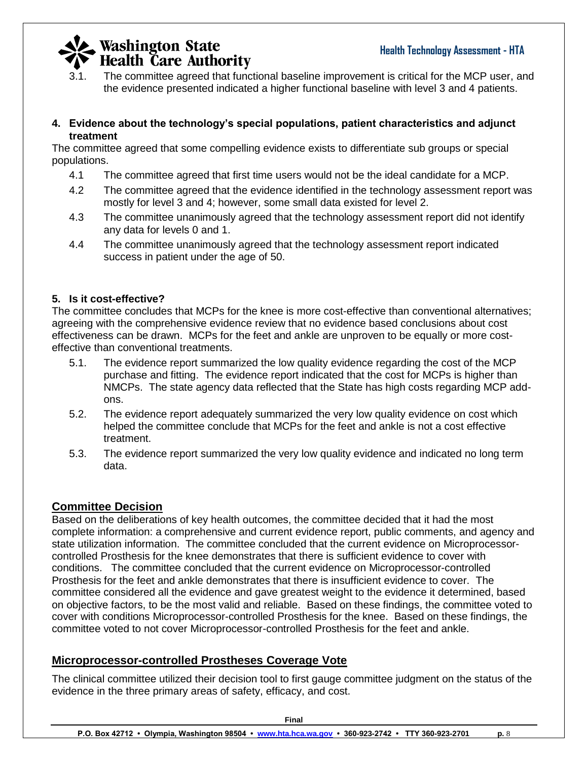3.1. The committee agreed that functional baseline improvement is critical for the MCP user, and the evidence presented indicated a higher functional baseline with level 3 and 4 patients.

**4. Evidence about the technology's special populations, patient characteristics and adjunct treatment**

The committee agreed that some compelling evidence exists to differentiate sub groups or special populations.

4.1 The committee agreed that first time users would not be the ideal candidate for a MCP.

4.2 The committee agreed that the evidence identified in the technology assessment report was mostly for level 3 and 4; however, some small data existed for level 2.

4.3 The committee unanimously agreed that the technology assessment report did not identify any data for levels 0 and 1.

4.4 The committee unanimously agreed that the technology assessment report indicated success in patient under the age of 50.

**5. Is it cost-effective?**

The committee concludes that MCPs for the knee is more cost-effective than conventional alternatives; agreeing with the comprehensive evidence review that no evidence based conclusions about cost effectiveness can be drawn. MCPs for the feet and ankle are unproven to be equally or more cost-effective than conventional treatments.

5.1. The evidence report summarized the low quality evidence regarding the cost of the MCP purchase and fitting. The evidence report indicated that the cost for MCPs is higher than NMCPs. The state agency data reflected that the State has high costs regarding MCP add-ons.

5.2. The evidence report adequately summarized the very low quality evidence on cost which helped the committee conclude that MCPs for the feet and ankle is not a cost effective treatment.

5.3. The evidence report summarized the very low quality evidence and indicated no long term data.

## Committee Decision

Based on the deliberations of key health outcomes, the committee decided that it had the most complete information: a comprehensive and current evidence report, public comments, and agency and state utilization information. The committee concluded that the current evidence on Microprocessor-controlled Prosthesis for the knee demonstrates that there is sufficient evidence to cover with conditions. The committee concluded that the current evidence on Microprocessor-controlled Prosthesis for the feet and ankle demonstrates that there is insufficient evidence to cover. The committee considered all the evidence and gave greatest weight to the evidence it determined, based on objective factors, to be the most valid and reliable. Based on these findings, the committee voted to cover with conditions Microprocessor-controlled Prosthesis for the knee. Based on these findings, the committee voted to not cover Microprocessor-controlled Prosthesis for the feet and ankle.

## Microprocessor-controlled Prostheses Coverage Vote

The clinical committee utilized their decision tool to first gauge committee judgment on the status of the evidence in the three primary areas of safety, efficacy, and cost.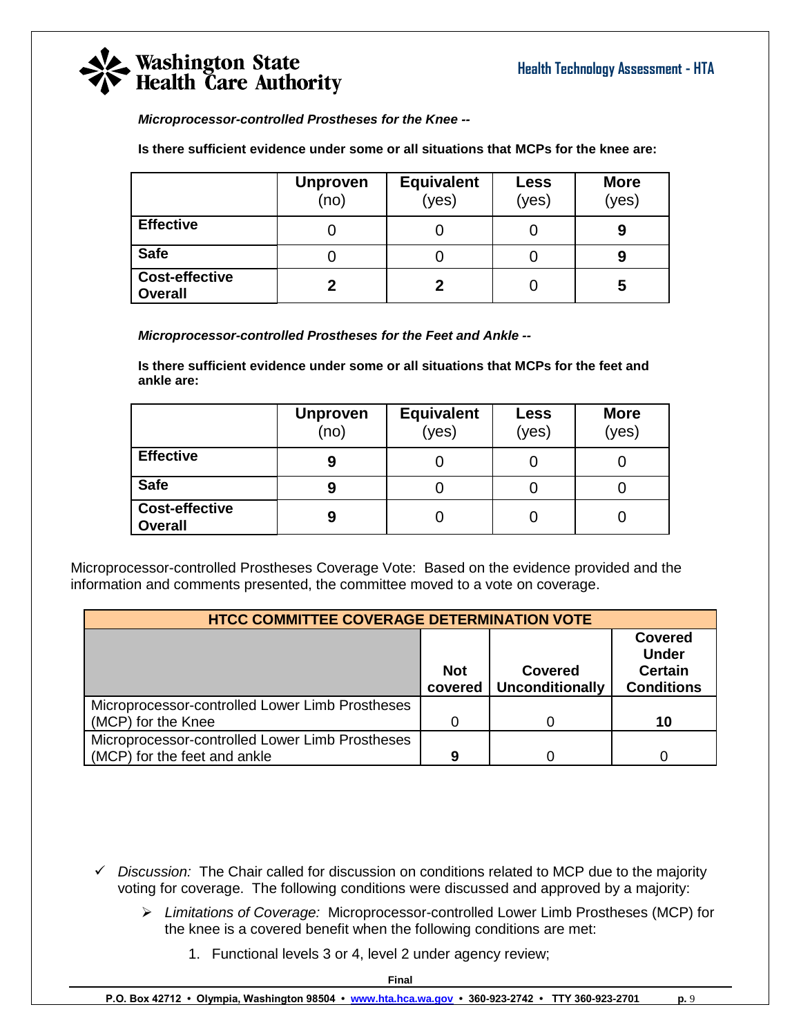***Microprocessor-controlled Prostheses for the Knee --***

**Is there sufficient evidence under some or all situations that MCPs for the knee are:**

| | **Unproven** (no) | **Equivalent** (yes) | **Less** (yes) | **More** (yes) |
|---|---|---|---|---|
| **Effective** | 0 | 0 | 0 | **9** |
| **Safe** | 0 | 0 | 0 | **9** |
| **Cost-effective Overall** | **2** | **2** | 0 | **5** |

***Microprocessor-controlled Prostheses for the Feet and Ankle --***

**Is there sufficient evidence under some or all situations that MCPs for the feet and ankle are:**

| | **Unproven** (no) | **Equivalent** (yes) | **Less** (yes) | **More** (yes) |
|---|---|---|---|---|
| **Effective** | **9** | 0 | 0 | 0 |
| **Safe** | **9** | 0 | 0 | 0 |
| **Cost-effective Overall** | **9** | 0 | 0 | 0 |

Microprocessor-controlled Prostheses Coverage Vote: Based on the evidence provided and the information and comments presented, the committee moved to a vote on coverage.

| **HTCC COMMITTEE COVERAGE DETERMINATION VOTE** | | | |
|---|---|---|---|
| | **Not covered** | **Covered Unconditionally** | **Covered Under Certain Conditions** |
| Microprocessor-controlled Lower Limb Prostheses (MCP) for the Knee | 0 | 0 | **10** |
| Microprocessor-controlled Lower Limb Prostheses (MCP) for the feet and ankle | **9** | 0 | 0 |

- ✓ *Discussion:* The Chair called for discussion on conditions related to MCP due to the majority voting for coverage. The following conditions were discussed and approved by a majority:
  - ➢ *Limitations of Coverage:* Microprocessor-controlled Lower Limb Prostheses (MCP) for the knee is a covered benefit when the following conditions are met:
    1. Functional levels 3 or 4, level 2 under agency review;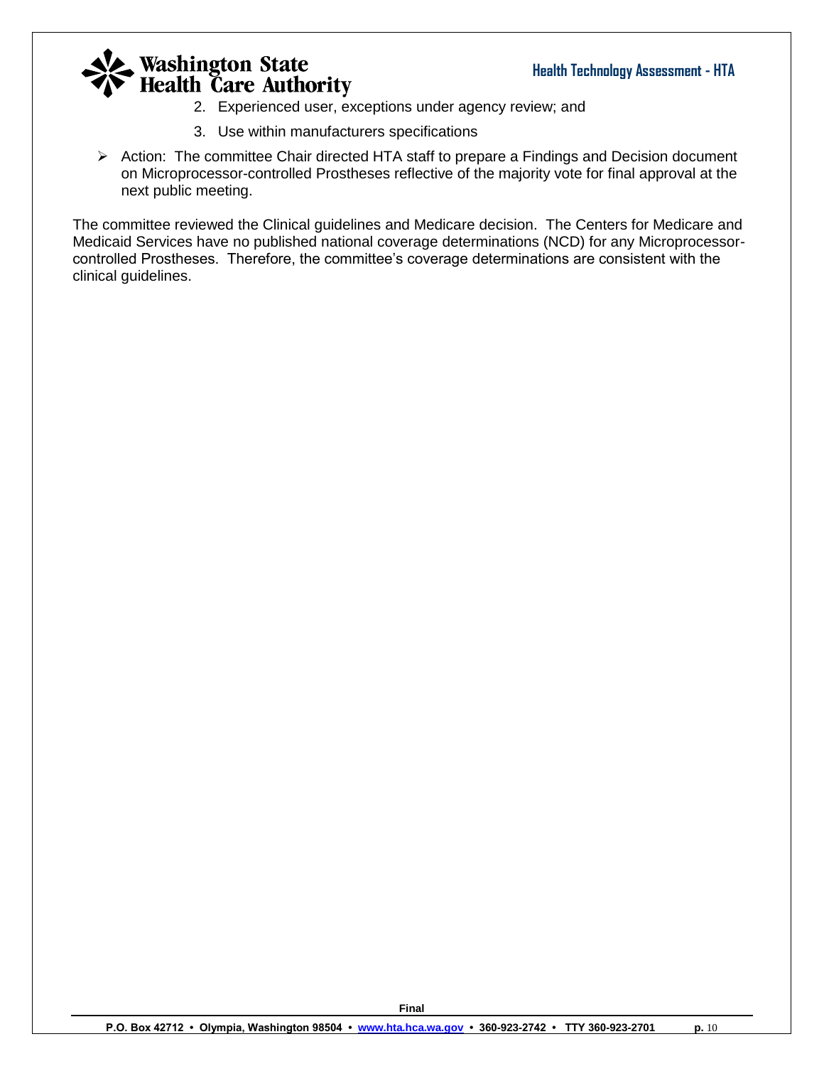2. Experienced user, exceptions under agency review; and
3. Use within manufacturers specifications

- Action: The committee Chair directed HTA staff to prepare a Findings and Decision document on Microprocessor-controlled Prostheses reflective of the majority vote for final approval at the next public meeting.

The committee reviewed the Clinical guidelines and Medicare decision. The Centers for Medicare and Medicaid Services have no published national coverage determinations (NCD) for any Microprocessor-controlled Prostheses. Therefore, the committee's coverage determinations are consistent with the clinical guidelines.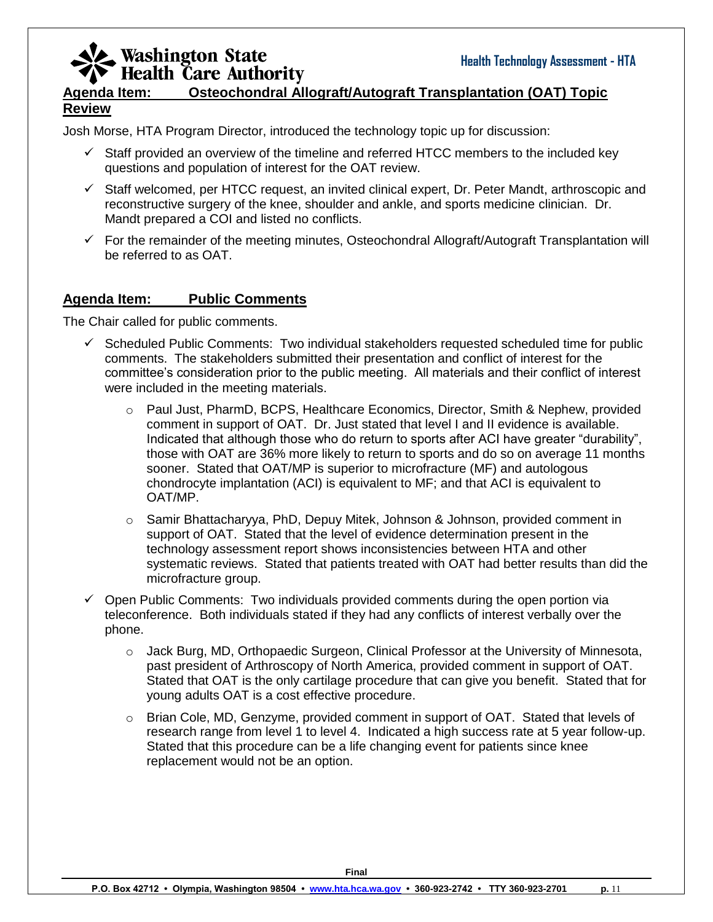## Agenda Item: Osteochondral Allograft/Autograft Transplantation (OAT) Topic Review

Josh Morse, HTA Program Director, introduced the technology topic up for discussion:

- ✓ Staff provided an overview of the timeline and referred HTCC members to the included key questions and population of interest for the OAT review.
- ✓ Staff welcomed, per HTCC request, an invited clinical expert, Dr. Peter Mandt, arthroscopic and reconstructive surgery of the knee, shoulder and ankle, and sports medicine clinician. Dr. Mandt prepared a COI and listed no conflicts.
- ✓ For the remainder of the meeting minutes, Osteochondral Allograft/Autograft Transplantation will be referred to as OAT.

## Agenda Item: Public Comments

The Chair called for public comments.

- ✓ Scheduled Public Comments: Two individual stakeholders requested scheduled time for public comments. The stakeholders submitted their presentation and conflict of interest for the committee's consideration prior to the public meeting. All materials and their conflict of interest were included in the meeting materials.
  - o Paul Just, PharmD, BCPS, Healthcare Economics, Director, Smith & Nephew, provided comment in support of OAT. Dr. Just stated that level I and II evidence is available. Indicated that although those who do return to sports after ACI have greater "durability", those with OAT are 36% more likely to return to sports and do so on average 11 months sooner. Stated that OAT/MP is superior to microfracture (MF) and autologous chondrocyte implantation (ACI) is equivalent to MF; and that ACI is equivalent to OAT/MP.
  - o Samir Bhattacharyya, PhD, Depuy Mitek, Johnson & Johnson, provided comment in support of OAT. Stated that the level of evidence determination present in the technology assessment report shows inconsistencies between HTA and other systematic reviews. Stated that patients treated with OAT had better results than did the microfracture group.
- ✓ Open Public Comments: Two individuals provided comments during the open portion via teleconference. Both individuals stated if they had any conflicts of interest verbally over the phone.
  - o Jack Burg, MD, Orthopaedic Surgeon, Clinical Professor at the University of Minnesota, past president of Arthroscopy of North America, provided comment in support of OAT. Stated that OAT is the only cartilage procedure that can give you benefit. Stated that for young adults OAT is a cost effective procedure.
  - o Brian Cole, MD, Genzyme, provided comment in support of OAT. Stated that levels of research range from level 1 to level 4. Indicated a high success rate at 5 year follow-up. Stated that this procedure can be a life changing event for patients since knee replacement would not be an option.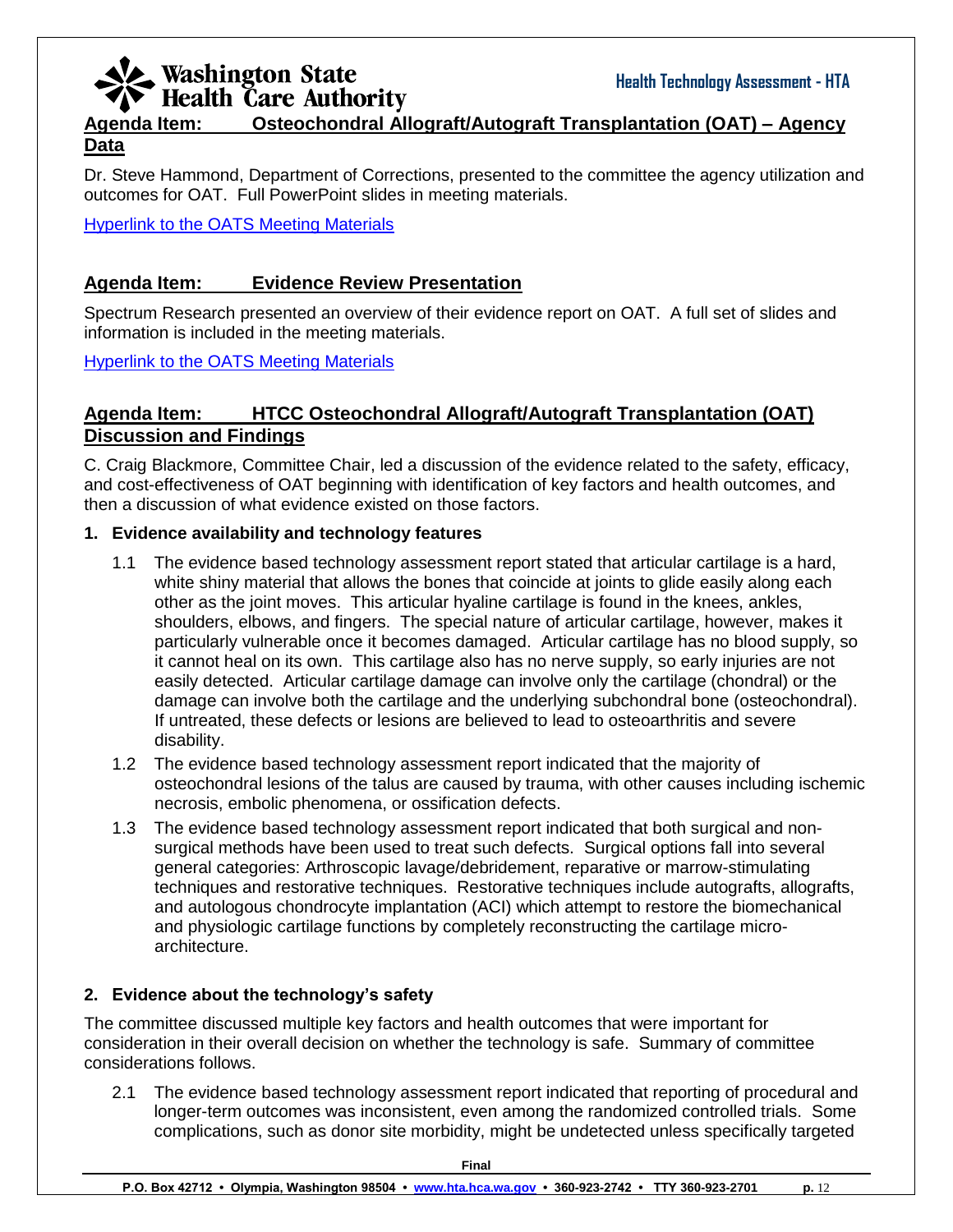## Agenda Item: Osteochondral Allograft/Autograft Transplantation (OAT) – Agency Data

Dr. Steve Hammond, Department of Corrections, presented to the committee the agency utilization and outcomes for OAT. Full PowerPoint slides in meeting materials.

Hyperlink to the OATS Meeting Materials

## Agenda Item: Evidence Review Presentation

Spectrum Research presented an overview of their evidence report on OAT. A full set of slides and information is included in the meeting materials.

Hyperlink to the OATS Meeting Materials

## Agenda Item: HTCC Osteochondral Allograft/Autograft Transplantation (OAT) Discussion and Findings

C. Craig Blackmore, Committee Chair, led a discussion of the evidence related to the safety, efficacy, and cost-effectiveness of OAT beginning with identification of key factors and health outcomes, and then a discussion of what evidence existed on those factors.

**1. Evidence availability and technology features**

1.1 The evidence based technology assessment report stated that articular cartilage is a hard, white shiny material that allows the bones that coincide at joints to glide easily along each other as the joint moves. This articular hyaline cartilage is found in the knees, ankles, shoulders, elbows, and fingers. The special nature of articular cartilage, however, makes it particularly vulnerable once it becomes damaged. Articular cartilage has no blood supply, so it cannot heal on its own. This cartilage also has no nerve supply, so early injuries are not easily detected. Articular cartilage damage can involve only the cartilage (chondral) or the damage can involve both the cartilage and the underlying subchondral bone (osteochondral). If untreated, these defects or lesions are believed to lead to osteoarthritis and severe disability.

1.2 The evidence based technology assessment report indicated that the majority of osteochondral lesions of the talus are caused by trauma, with other causes including ischemic necrosis, embolic phenomena, or ossification defects.

1.3 The evidence based technology assessment report indicated that both surgical and non-surgical methods have been used to treat such defects. Surgical options fall into several general categories: Arthroscopic lavage/debridement, reparative or marrow-stimulating techniques and restorative techniques. Restorative techniques include autografts, allografts, and autologous chondrocyte implantation (ACI) which attempt to restore the biomechanical and physiologic cartilage functions by completely reconstructing the cartilage micro-architecture.

**2. Evidence about the technology's safety**

The committee discussed multiple key factors and health outcomes that were important for consideration in their overall decision on whether the technology is safe. Summary of committee considerations follows.

2.1 The evidence based technology assessment report indicated that reporting of procedural and longer-term outcomes was inconsistent, even among the randomized controlled trials. Some complications, such as donor site morbidity, might be undetected unless specifically targeted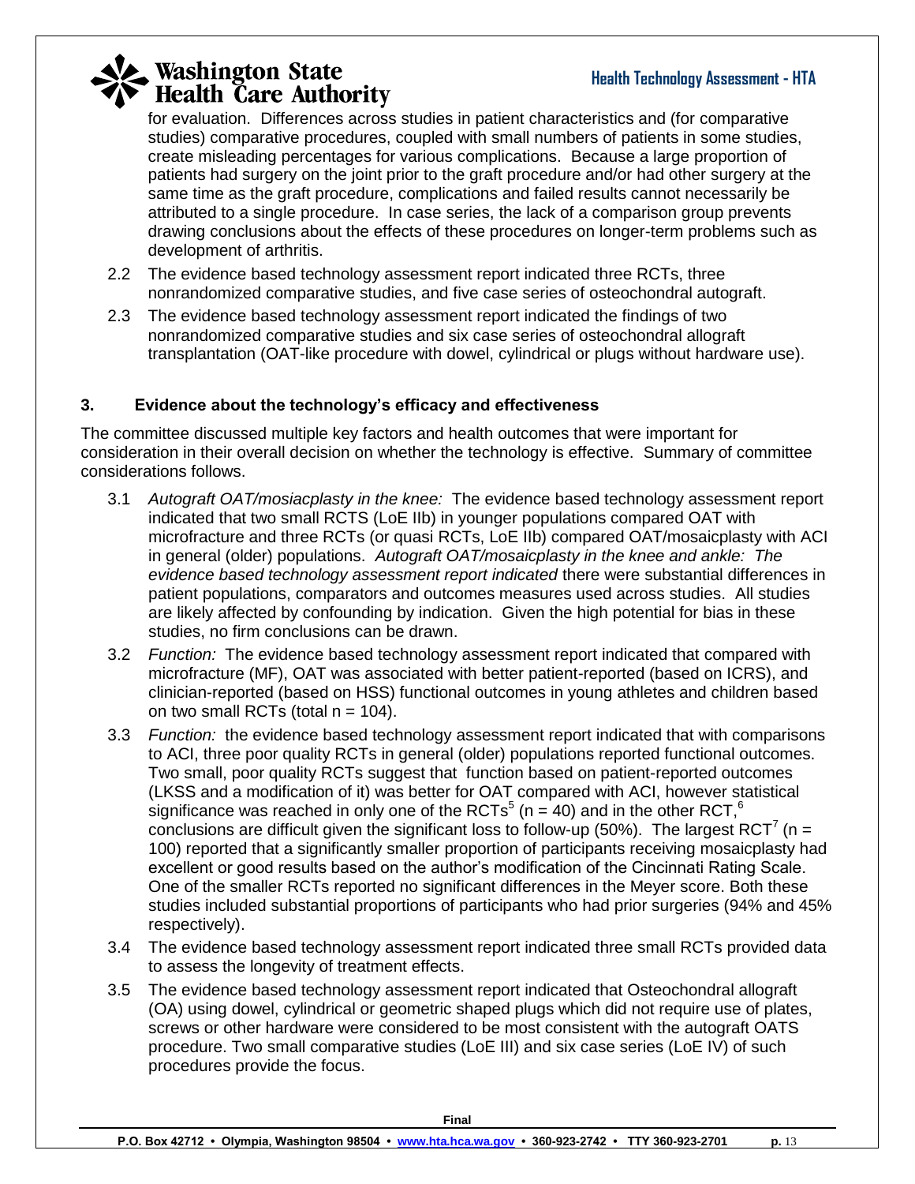for evaluation. Differences across studies in patient characteristics and (for comparative studies) comparative procedures, coupled with small numbers of patients in some studies, create misleading percentages for various complications. Because a large proportion of patients had surgery on the joint prior to the graft procedure and/or had other surgery at the same time as the graft procedure, complications and failed results cannot necessarily be attributed to a single procedure. In case series, the lack of a comparison group prevents drawing conclusions about the effects of these procedures on longer-term problems such as development of arthritis.

2.2 The evidence based technology assessment report indicated three RCTs, three nonrandomized comparative studies, and five case series of osteochondral autograft.

2.3 The evidence based technology assessment report indicated the findings of two nonrandomized comparative studies and six case series of osteochondral allograft transplantation (OAT-like procedure with dowel, cylindrical or plugs without hardware use).

### 3. Evidence about the technology's efficacy and effectiveness

The committee discussed multiple key factors and health outcomes that were important for consideration in their overall decision on whether the technology is effective. Summary of committee considerations follows.

3.1 *Autograft OAT/mosiacplasty in the knee:* The evidence based technology assessment report indicated that two small RCTS (LoE IIb) in younger populations compared OAT with microfracture and three RCTs (or quasi RCTs, LoE IIb) compared OAT/mosaicplasty with ACI in general (older) populations. *Autograft OAT/mosaicplasty in the knee and ankle: The evidence based technology assessment report indicated* there were substantial differences in patient populations, comparators and outcomes measures used across studies. All studies are likely affected by confounding by indication. Given the high potential for bias in these studies, no firm conclusions can be drawn.

3.2 *Function:* The evidence based technology assessment report indicated that compared with microfracture (MF), OAT was associated with better patient-reported (based on ICRS), and clinician-reported (based on HSS) functional outcomes in young athletes and children based on two small RCTs (total n = 104).

3.3 *Function:* the evidence based technology assessment report indicated that with comparisons to ACI, three poor quality RCTs in general (older) populations reported functional outcomes. Two small, poor quality RCTs suggest that function based on patient-reported outcomes (LKSS and a modification of it) was better for OAT compared with ACI, however statistical significance was reached in only one of the RCTs[5] (n = 40) and in the other RCT,[6] conclusions are difficult given the significant loss to follow-up (50%). The largest RCT[7] (n = 100) reported that a significantly smaller proportion of participants receiving mosaicplasty had excellent or good results based on the author's modification of the Cincinnati Rating Scale. One of the smaller RCTs reported no significant differences in the Meyer score. Both these studies included substantial proportions of participants who had prior surgeries (94% and 45% respectively).

3.4 The evidence based technology assessment report indicated three small RCTs provided data to assess the longevity of treatment effects.

3.5 The evidence based technology assessment report indicated that Osteochondral allograft (OA) using dowel, cylindrical or geometric shaped plugs which did not require use of plates, screws or other hardware were considered to be most consistent with the autograft OATS procedure. Two small comparative studies (LoE III) and six case series (LoE IV) of such procedures provide the focus.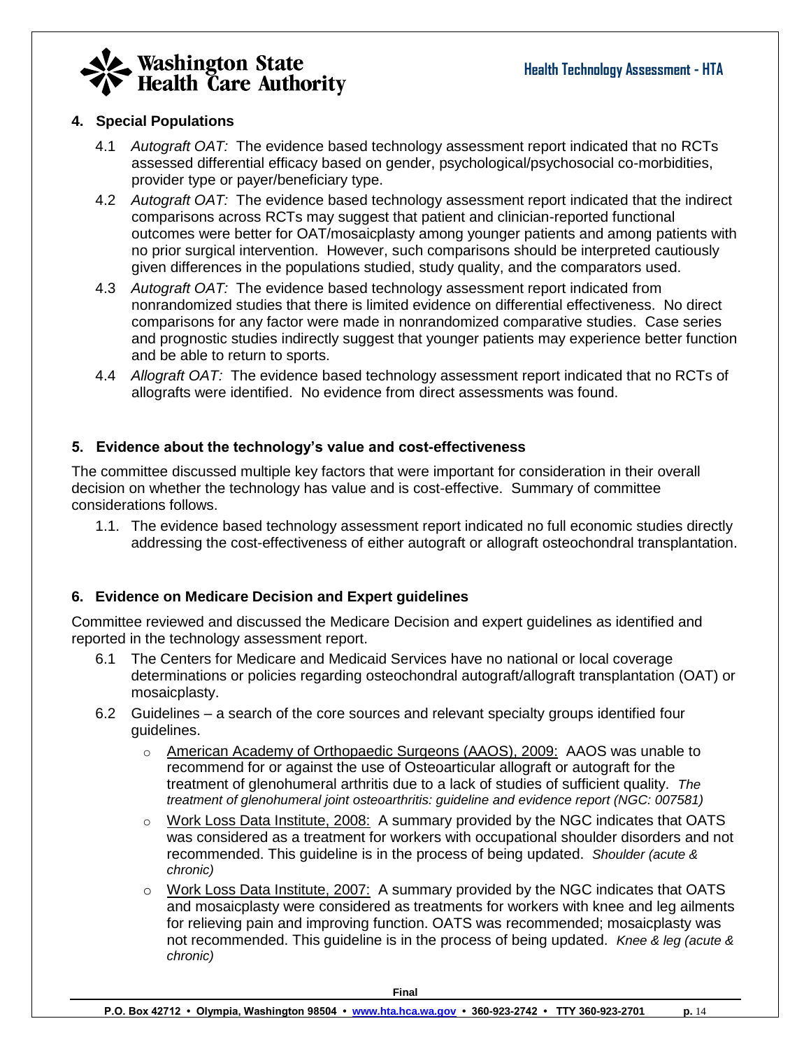## 4. Special Populations

4.1 *Autograft OAT:* The evidence based technology assessment report indicated that no RCTs assessed differential efficacy based on gender, psychological/psychosocial co-morbidities, provider type or payer/beneficiary type.

4.2 *Autograft OAT:* The evidence based technology assessment report indicated that the indirect comparisons across RCTs may suggest that patient and clinician-reported functional outcomes were better for OAT/mosaicplasty among younger patients and among patients with no prior surgical intervention. However, such comparisons should be interpreted cautiously given differences in the populations studied, study quality, and the comparators used.

4.3 *Autograft OAT:* The evidence based technology assessment report indicated from nonrandomized studies that there is limited evidence on differential effectiveness. No direct comparisons for any factor were made in nonrandomized comparative studies. Case series and prognostic studies indirectly suggest that younger patients may experience better function and be able to return to sports.

4.4 *Allograft OAT:* The evidence based technology assessment report indicated that no RCTs of allografts were identified. No evidence from direct assessments was found.

## 5. Evidence about the technology's value and cost-effectiveness

The committee discussed multiple key factors that were important for consideration in their overall decision on whether the technology has value and is cost-effective. Summary of committee considerations follows.

1.1. The evidence based technology assessment report indicated no full economic studies directly addressing the cost-effectiveness of either autograft or allograft osteochondral transplantation.

## 6. Evidence on Medicare Decision and Expert guidelines

Committee reviewed and discussed the Medicare Decision and expert guidelines as identified and reported in the technology assessment report.

6.1 The Centers for Medicare and Medicaid Services have no national or local coverage determinations or policies regarding osteochondral autograft/allograft transplantation (OAT) or mosaicplasty.

6.2 Guidelines – a search of the core sources and relevant specialty groups identified four guidelines.

- American Academy of Orthopaedic Surgeons (AAOS), 2009: AAOS was unable to recommend for or against the use of Osteoarticular allograft or autograft for the treatment of glenohumeral arthritis due to a lack of studies of sufficient quality. *The treatment of glenohumeral joint osteoarthritis: guideline and evidence report (NGC: 007581)*
- Work Loss Data Institute, 2008: A summary provided by the NGC indicates that OATS was considered as a treatment for workers with occupational shoulder disorders and not recommended. This guideline is in the process of being updated. *Shoulder (acute & chronic)*
- Work Loss Data Institute, 2007: A summary provided by the NGC indicates that OATS and mosaicplasty were considered as treatments for workers with knee and leg ailments for relieving pain and improving function. OATS was recommended; mosaicplasty was not recommended. This guideline is in the process of being updated. *Knee & leg (acute & chronic)*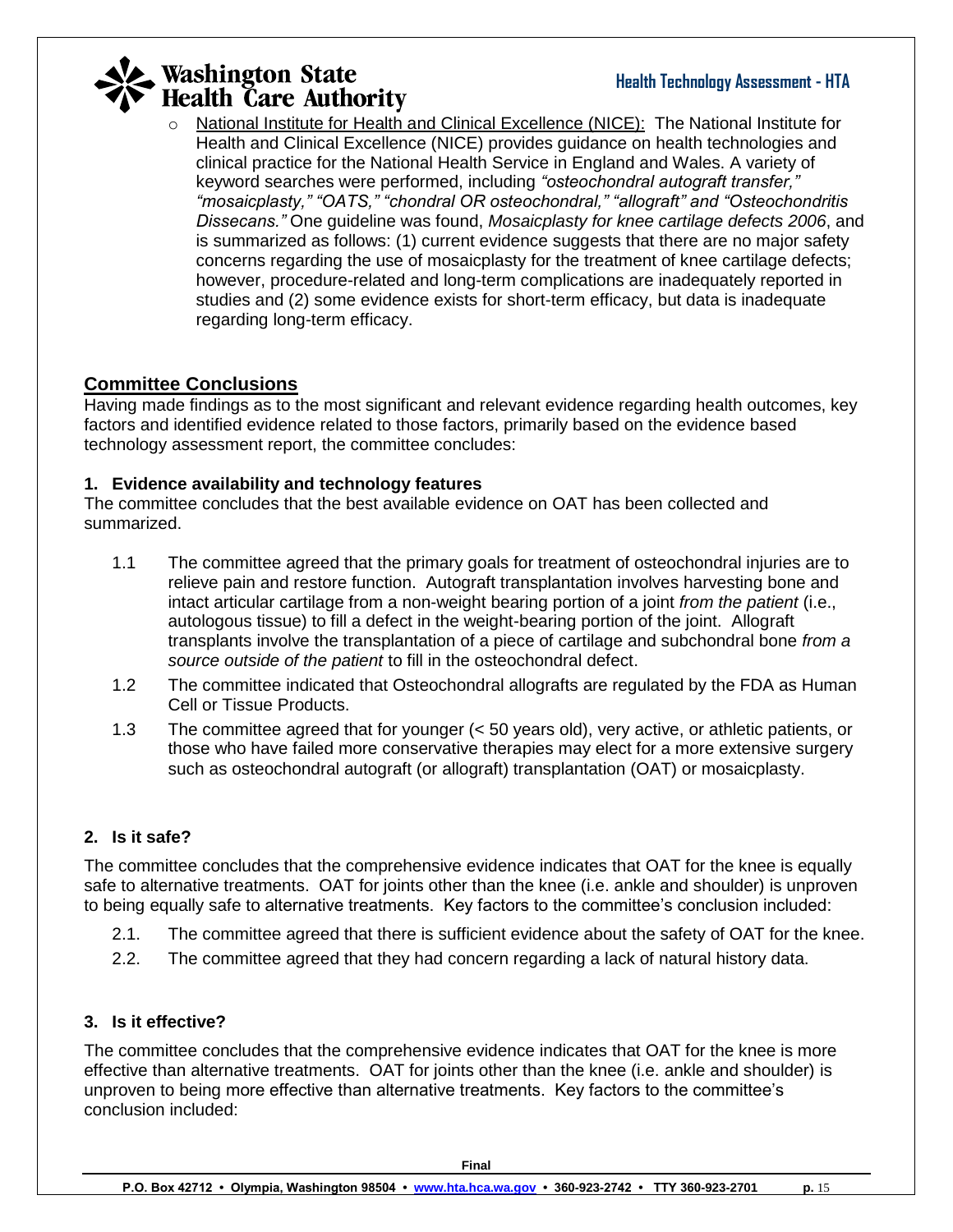- National Institute for Health and Clinical Excellence (NICE): The National Institute for Health and Clinical Excellence (NICE) provides guidance on health technologies and clinical practice for the National Health Service in England and Wales. A variety of keyword searches were performed, including *"osteochondral autograft transfer," "mosaicplasty," "OATS," "chondral OR osteochondral," "allograft" and "Osteochondritis Dissecans."* One guideline was found, *Mosaicplasty for knee cartilage defects 2006*, and is summarized as follows: (1) current evidence suggests that there are no major safety concerns regarding the use of mosaicplasty for the treatment of knee cartilage defects; however, procedure-related and long-term complications are inadequately reported in studies and (2) some evidence exists for short-term efficacy, but data is inadequate regarding long-term efficacy.

## Committee Conclusions

Having made findings as to the most significant and relevant evidence regarding health outcomes, key factors and identified evidence related to those factors, primarily based on the evidence based technology assessment report, the committee concludes:

### 1. Evidence availability and technology features

The committee concludes that the best available evidence on OAT has been collected and summarized.

1.1 The committee agreed that the primary goals for treatment of osteochondral injuries are to relieve pain and restore function. Autograft transplantation involves harvesting bone and intact articular cartilage from a non-weight bearing portion of a joint *from the patient* (i.e., autologous tissue) to fill a defect in the weight-bearing portion of the joint. Allograft transplants involve the transplantation of a piece of cartilage and subchondral bone *from a source outside of the patient* to fill in the osteochondral defect.

1.2 The committee indicated that Osteochondral allografts are regulated by the FDA as Human Cell or Tissue Products.

1.3 The committee agreed that for younger (< 50 years old), very active, or athletic patients, or those who have failed more conservative therapies may elect for a more extensive surgery such as osteochondral autograft (or allograft) transplantation (OAT) or mosaicplasty.

### 2. Is it safe?

The committee concludes that the comprehensive evidence indicates that OAT for the knee is equally safe to alternative treatments. OAT for joints other than the knee (i.e. ankle and shoulder) is unproven to being equally safe to alternative treatments. Key factors to the committee's conclusion included:

2.1. The committee agreed that there is sufficient evidence about the safety of OAT for the knee.

2.2. The committee agreed that they had concern regarding a lack of natural history data.

### 3. Is it effective?

The committee concludes that the comprehensive evidence indicates that OAT for the knee is more effective than alternative treatments. OAT for joints other than the knee (i.e. ankle and shoulder) is unproven to being more effective than alternative treatments. Key factors to the committee's conclusion included: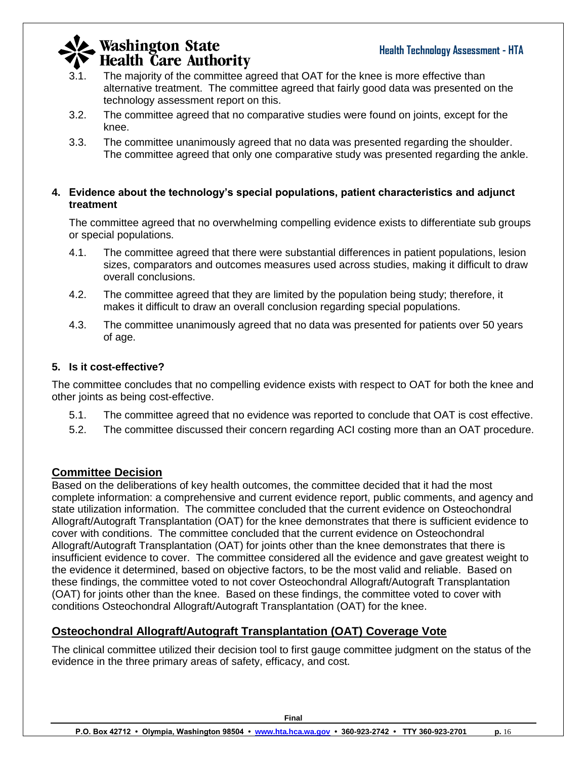3.1. The majority of the committee agreed that OAT for the knee is more effective than alternative treatment. The committee agreed that fairly good data was presented on the technology assessment report on this.

3.2. The committee agreed that no comparative studies were found on joints, except for the knee.

3.3. The committee unanimously agreed that no data was presented regarding the shoulder. The committee agreed that only one comparative study was presented regarding the ankle.

**4. Evidence about the technology's special populations, patient characteristics and adjunct treatment**

The committee agreed that no overwhelming compelling evidence exists to differentiate sub groups or special populations.

4.1. The committee agreed that there were substantial differences in patient populations, lesion sizes, comparators and outcomes measures used across studies, making it difficult to draw overall conclusions.

4.2. The committee agreed that they are limited by the population being study; therefore, it makes it difficult to draw an overall conclusion regarding special populations.

4.3. The committee unanimously agreed that no data was presented for patients over 50 years of age.

**5. Is it cost-effective?**

The committee concludes that no compelling evidence exists with respect to OAT for both the knee and other joints as being cost-effective.

5.1. The committee agreed that no evidence was reported to conclude that OAT is cost effective.

5.2. The committee discussed their concern regarding ACI costing more than an OAT procedure.

## Committee Decision

Based on the deliberations of key health outcomes, the committee decided that it had the most complete information: a comprehensive and current evidence report, public comments, and agency and state utilization information. The committee concluded that the current evidence on Osteochondral Allograft/Autograft Transplantation (OAT) for the knee demonstrates that there is sufficient evidence to cover with conditions. The committee concluded that the current evidence on Osteochondral Allograft/Autograft Transplantation (OAT) for joints other than the knee demonstrates that there is insufficient evidence to cover. The committee considered all the evidence and gave greatest weight to the evidence it determined, based on objective factors, to be the most valid and reliable. Based on these findings, the committee voted to not cover Osteochondral Allograft/Autograft Transplantation (OAT) for joints other than the knee. Based on these findings, the committee voted to cover with conditions Osteochondral Allograft/Autograft Transplantation (OAT) for the knee.

## Osteochondral Allograft/Autograft Transplantation (OAT) Coverage Vote

The clinical committee utilized their decision tool to first gauge committee judgment on the status of the evidence in the three primary areas of safety, efficacy, and cost.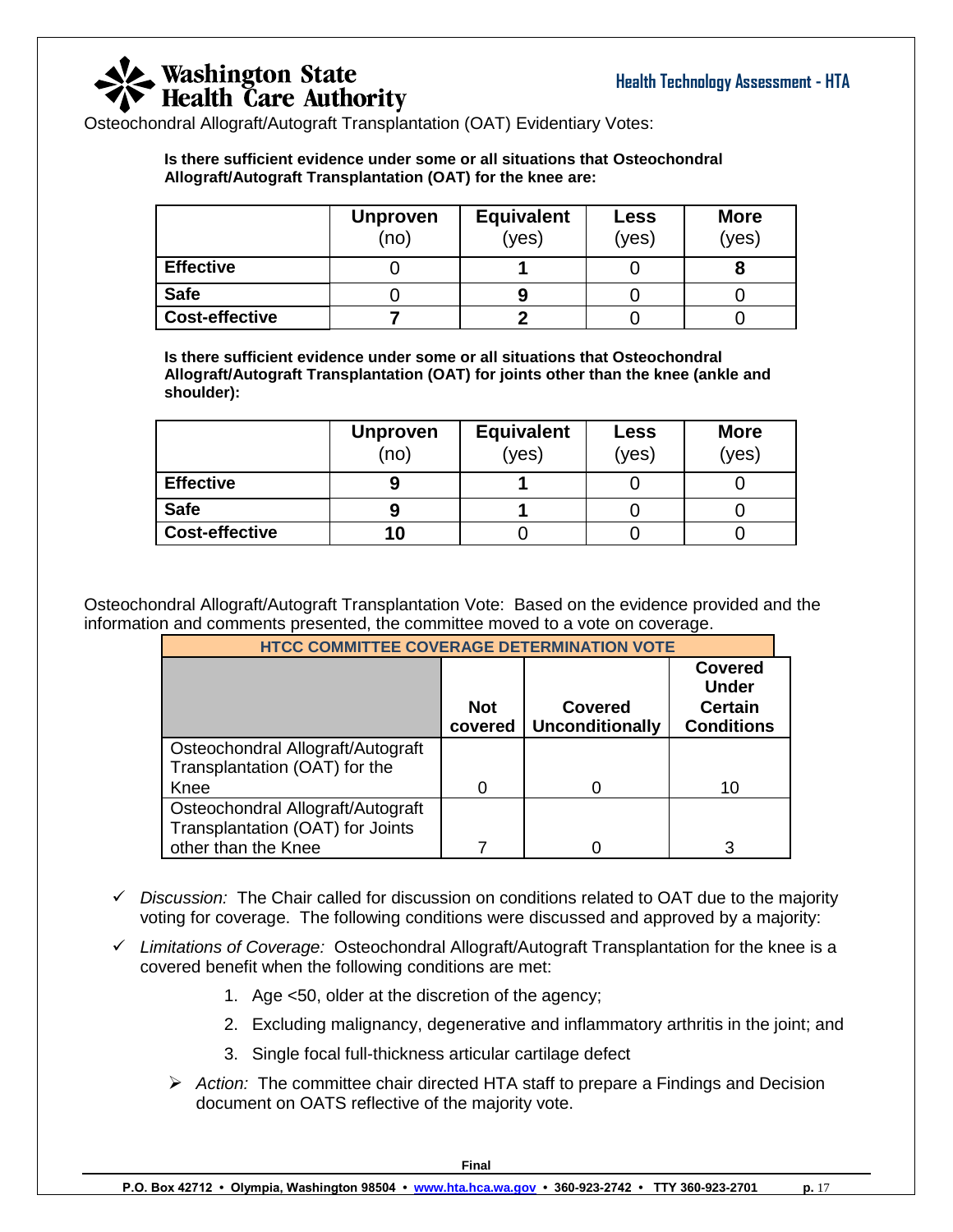Osteochondral Allograft/Autograft Transplantation (OAT) Evidentiary Votes:

**Is there sufficient evidence under some or all situations that Osteochondral Allograft/Autograft Transplantation (OAT) for the knee are:**

| | **Unproven** (no) | **Equivalent** (yes) | **Less** (yes) | **More** (yes) |
|---|---|---|---|---|
| **Effective** | 0 | **1** | 0 | **8** |
| **Safe** | 0 | **9** | 0 | 0 |
| **Cost-effective** | **7** | **2** | 0 | 0 |

**Is there sufficient evidence under some or all situations that Osteochondral Allograft/Autograft Transplantation (OAT) for joints other than the knee (ankle and shoulder):**

| | **Unproven** (no) | **Equivalent** (yes) | **Less** (yes) | **More** (yes) |
|---|---|---|---|---|
| **Effective** | **9** | **1** | 0 | 0 |
| **Safe** | **9** | **1** | 0 | 0 |
| **Cost-effective** | **10** | 0 | 0 | 0 |

Osteochondral Allograft/Autograft Transplantation Vote: Based on the evidence provided and the information and comments presented, the committee moved to a vote on coverage.

| **HTCC COMMITTEE COVERAGE DETERMINATION VOTE** | | | |
|---|---|---|---|
| | **Not covered** | **Covered Unconditionally** | **Covered Under Certain Conditions** |
| Osteochondral Allograft/Autograft Transplantation (OAT) for the Knee | 0 | 0 | 10 |
| Osteochondral Allograft/Autograft Transplantation (OAT) for Joints other than the Knee | 7 | 0 | 3 |

- ✓ *Discussion:* The Chair called for discussion on conditions related to OAT due to the majority voting for coverage. The following conditions were discussed and approved by a majority:
- ✓ *Limitations of Coverage:* Osteochondral Allograft/Autograft Transplantation for the knee is a covered benefit when the following conditions are met:
  1. Age <50, older at the discretion of the agency;
  2. Excluding malignancy, degenerative and inflammatory arthritis in the joint; and
  3. Single focal full-thickness articular cartilage defect
  - ➢ *Action:* The committee chair directed HTA staff to prepare a Findings and Decision document on OATS reflective of the majority vote.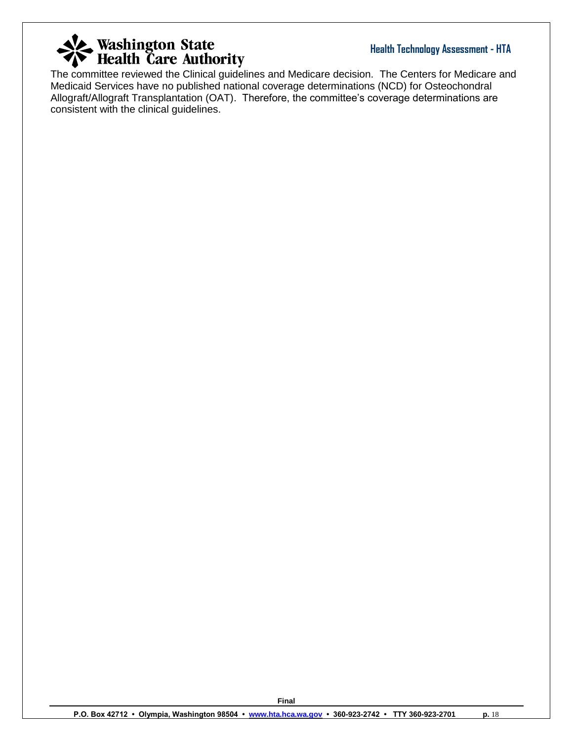The committee reviewed the Clinical guidelines and Medicare decision. The Centers for Medicare and Medicaid Services have no published national coverage determinations (NCD) for Osteochondral Allograft/Allograft Transplantation (OAT). Therefore, the committee's coverage determinations are consistent with the clinical guidelines.